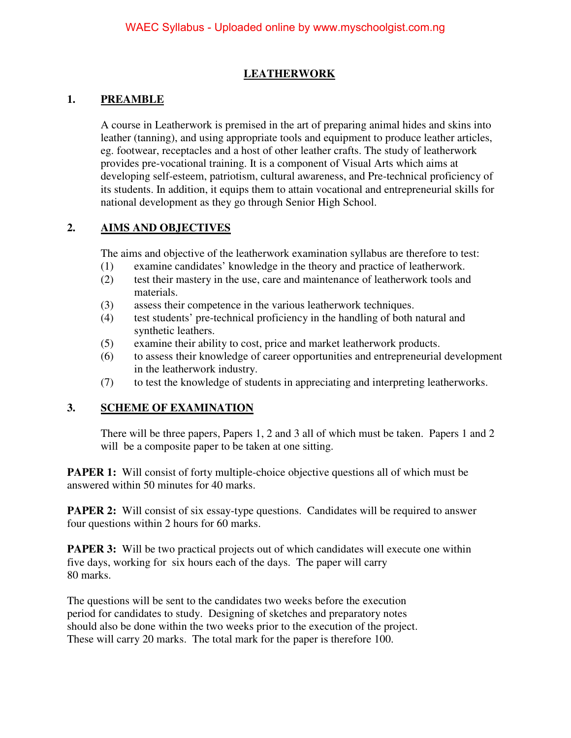# LEATHERWORK

## 1. PREAMBLE

A course in Leatherwork is premised in the art of preparing animal hides and skins into leather (tanning), and using appropriate tools and equipment to produce leather articles, eg. footwear, receptacles and a host of other leather crafts. The study of leatherwork provides pre-vocational training. It is a component of Visual Arts which aims at developing self-esteem, patriotism, cultural awareness, and Pre-technical proficiency of its students. In addition, it equips them to attain vocational and entrepreneurial skills for national development as they go through Senior High School.

## 2. AIMS AND OBJECTIVES

The aims and objective of the leatherwork examination syllabus are therefore to test:

(1) examine candidates' knowledge in the theory and practice of leatherwork.
(2) test their mastery in the use, care and maintenance of leatherwork tools and materials.
(3) assess their competence in the various leatherwork techniques.
(4) test students' pre-technical proficiency in the handling of both natural and synthetic leathers.
(5) examine their ability to cost, price and market leatherwork products.
(6) to assess their knowledge of career opportunities and entrepreneurial development in the leatherwork industry.
(7) to test the knowledge of students in appreciating and interpreting leatherworks.

## 3. SCHEME OF EXAMINATION

There will be three papers, Papers 1, 2 and 3 all of which must be taken. Papers 1 and 2 will be a composite paper to be taken at one sitting.

**PAPER 1:** Will consist of forty multiple-choice objective questions all of which must be answered within 50 minutes for 40 marks.

**PAPER 2:** Will consist of six essay-type questions. Candidates will be required to answer four questions within 2 hours for 60 marks.

**PAPER 3:** Will be two practical projects out of which candidates will execute one within five days, working for six hours each of the days. The paper will carry 80 marks.

The questions will be sent to the candidates two weeks before the execution period for candidates to study. Designing of sketches and preparatory notes should also be done within the two weeks prior to the execution of the project. These will carry 20 marks. The total mark for the paper is therefore 100.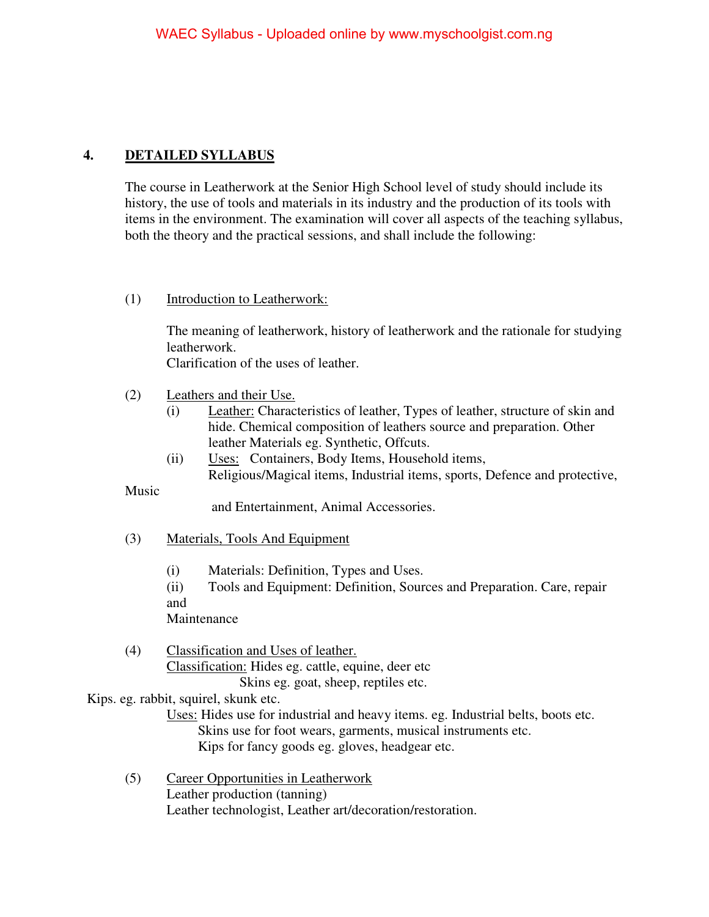## 4. DETAILED SYLLABUS

The course in Leatherwork at the Senior High School level of study should include its history, the use of tools and materials in its industry and the production of its tools with items in the environment. The examination will cover all aspects of the teaching syllabus, both the theory and the practical sessions, and shall include the following:

(1) Introduction to Leatherwork:

The meaning of leatherwork, history of leatherwork and the rationale for studying leatherwork.
Clarification of the uses of leather.

(2) Leathers and their Use.

(i) Leather: Characteristics of leather, Types of leather, structure of skin and hide. Chemical composition of leathers source and preparation. Other leather Materials eg. Synthetic, Offcuts.

(ii) Uses: Containers, Body Items, Household items, Religious/Magical items, Industrial items, sports, Defence and protective, Music and Entertainment, Animal Accessories.

(3) Materials, Tools And Equipment

(i) Materials: Definition, Types and Uses.

(ii) Tools and Equipment: Definition, Sources and Preparation. Care, repair and Maintenance

(4) Classification and Uses of leather.

Classification: Hides eg. cattle, equine, deer etc
Skins eg. goat, sheep, reptiles etc.
Kips. eg. rabbit, squirel, skunk etc.

Uses: Hides use for industrial and heavy items. eg. Industrial belts, boots etc.
Skins use for foot wears, garments, musical instruments etc.
Kips for fancy goods eg. gloves, headgear etc.

(5) Career Opportunities in Leatherwork

Leather production (tanning)
Leather technologist, Leather art/decoration/restoration.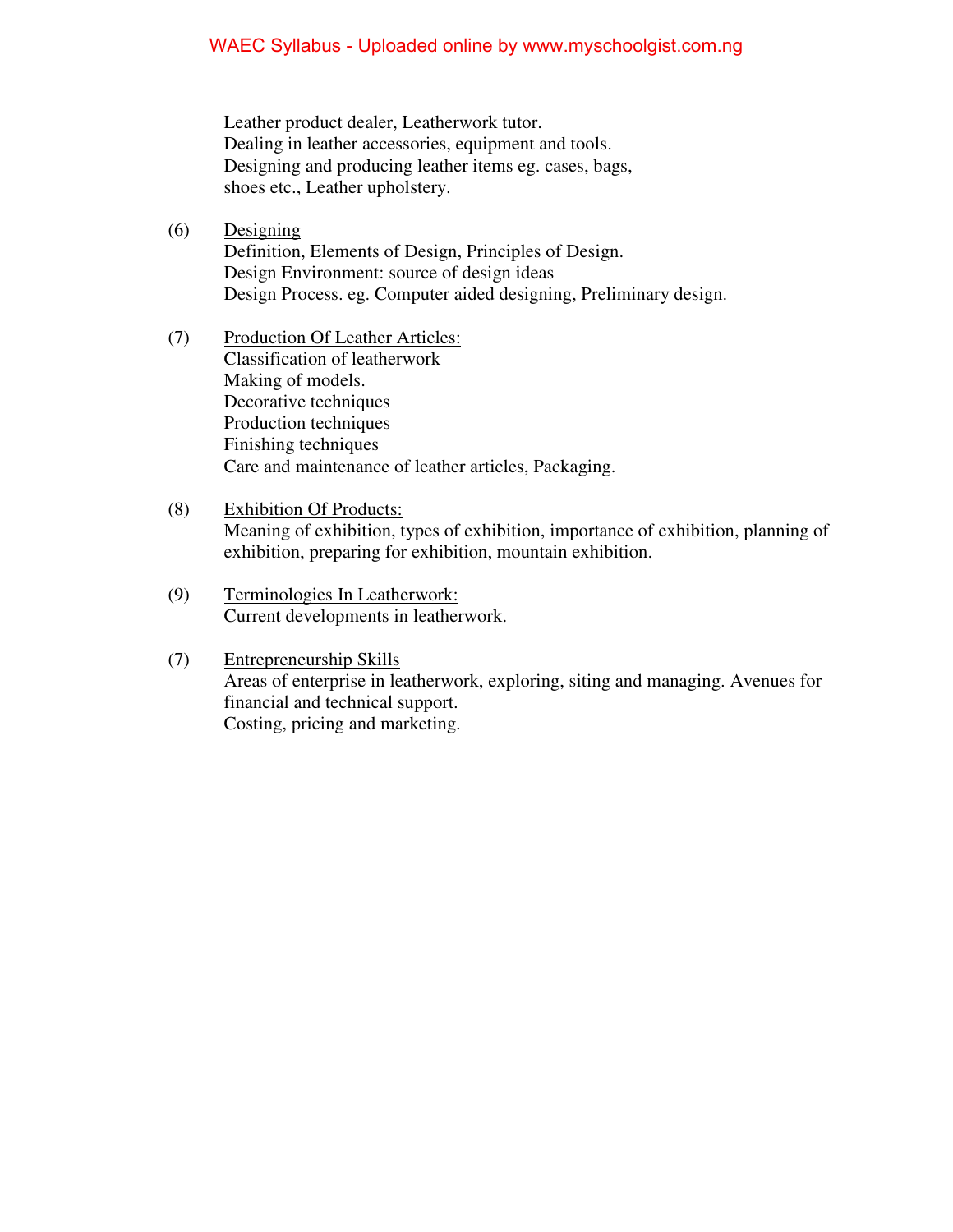Leather product dealer, Leatherwork tutor.
Dealing in leather accessories, equipment and tools.
Designing and producing leather items eg. cases, bags, shoes etc., Leather upholstery.

(6) Designing
Definition, Elements of Design, Principles of Design.
Design Environment: source of design ideas
Design Process. eg. Computer aided designing, Preliminary design.

(7) Production Of Leather Articles:
Classification of leatherwork
Making of models.
Decorative techniques
Production techniques
Finishing techniques
Care and maintenance of leather articles, Packaging.

(8) Exhibition Of Products:
Meaning of exhibition, types of exhibition, importance of exhibition, planning of exhibition, preparing for exhibition, mountain exhibition.

(9) Terminologies In Leatherwork:
Current developments in leatherwork.

(7) Entrepreneurship Skills
Areas of enterprise in leatherwork, exploring, siting and managing. Avenues for financial and technical support.
Costing, pricing and marketing.